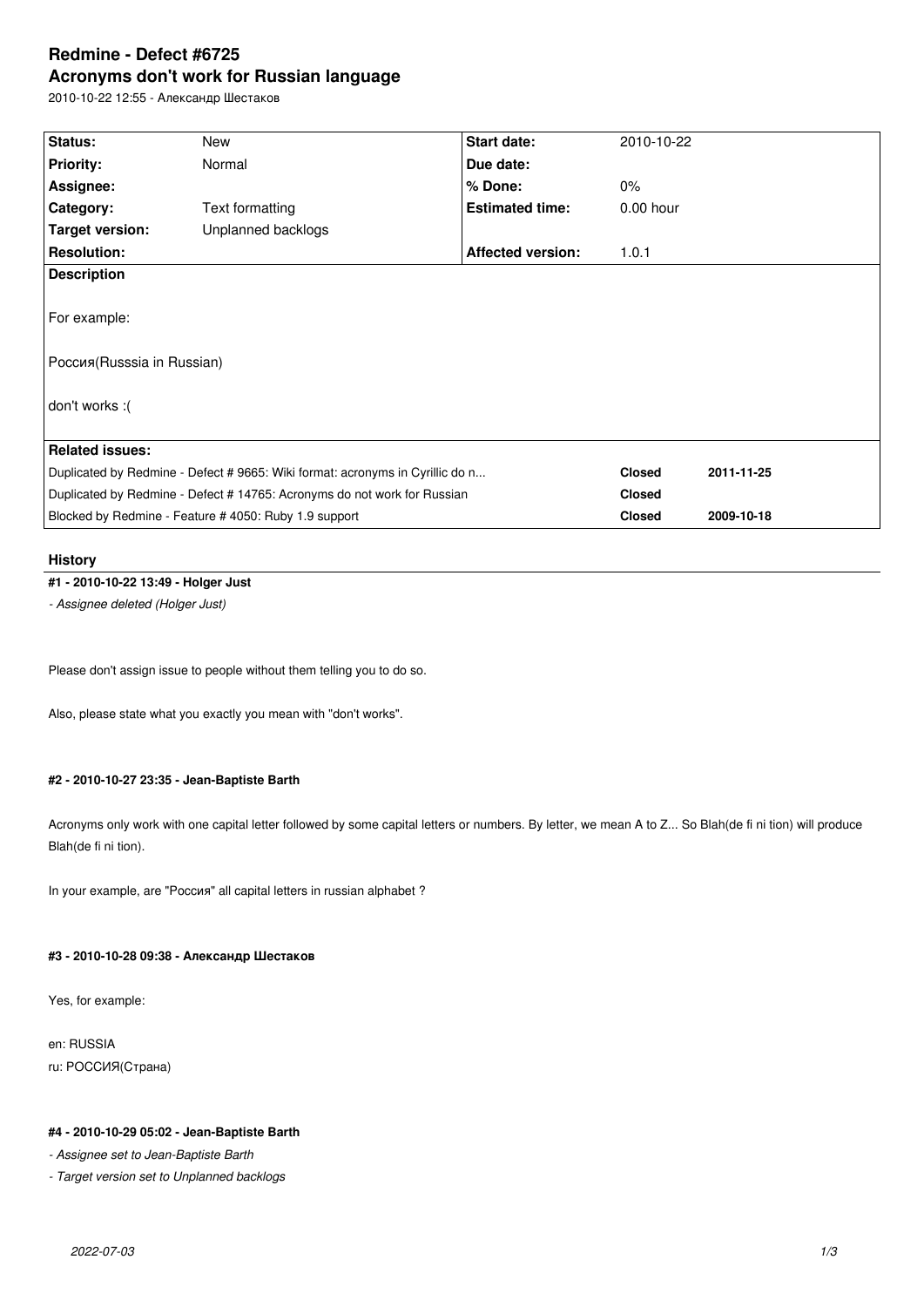# Redmine - Defect #6725

## Acronyms don't work for Russian language

2010-10-22 12:55 - Александр Шестаков

| Status: | New | Start date: | 2010-10-22 |
|---|---|---|---|
| Priority: | Normal | Due date: | |
| Assignee: | | % Done: | 0% |
| Category: | Text formatting | Estimated time: | 0.00 hour |
| Target version: | Unplanned backlogs | | |
| Resolution: | | Affected version: | 1.0.1 |

**Description**

For example:

Россия(Russsia in Russian)

don't works :(

**Related issues:**

| | | |
|---|---|---|
| Duplicated by Redmine - Defect # 9665: Wiki format: acronyms in Cyrillic do n... | Closed | 2011-11-25 |
| Duplicated by Redmine - Defect # 14765: Acronyms do not work for Russian | Closed | |
| Blocked by Redmine - Feature # 4050: Ruby 1.9 support | Closed | 2009-10-18 |

### History

#### #1 - 2010-10-22 13:49 - Holger Just

*- Assignee deleted (Holger Just)*

Please don't assign issue to people without them telling you to do so.

Also, please state what you exactly you mean with "don't works".

#### #2 - 2010-10-27 23:35 - Jean-Baptiste Barth

Acronyms only work with one capital letter followed by some capital letters or numbers. By letter, we mean A to Z... So Blah(de fi ni tion) will produce Blah(de fi ni tion).

In your example, are "Россия" all capital letters in russian alphabet ?

#### #3 - 2010-10-28 09:38 - Александр Шестаков

Yes, for example:

en: RUSSIA
ru: РОССИЯ(Страна)

#### #4 - 2010-10-29 05:02 - Jean-Baptiste Barth

*- Assignee set to Jean-Baptiste Barth*

*- Target version set to Unplanned backlogs*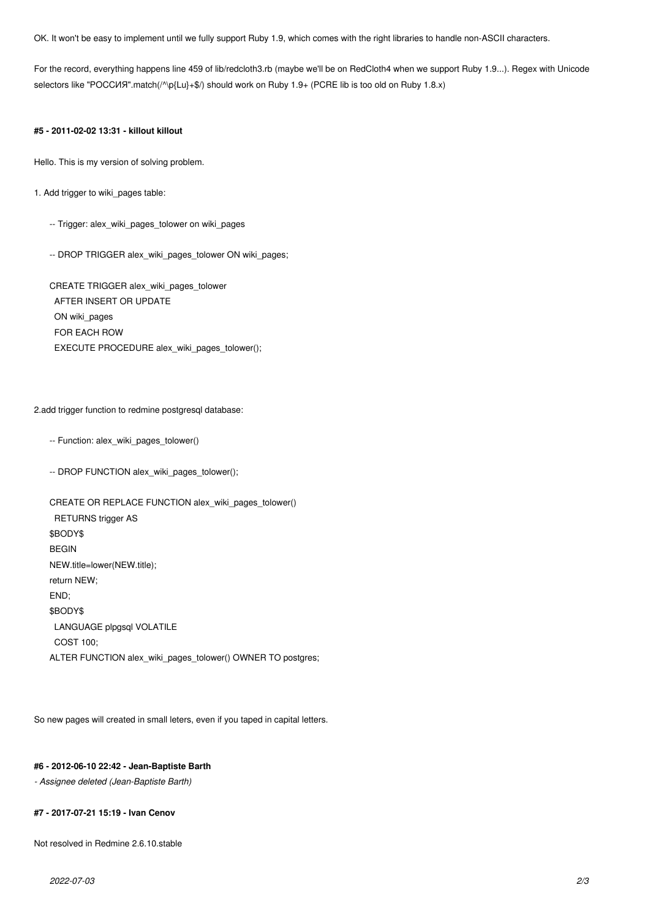OK. It won't be easy to implement until we fully support Ruby 1.9, which comes with the right libraries to handle non-ASCII characters.

For the record, everything happens line 459 of lib/redcloth3.rb (maybe we'll be on RedCloth4 when we support Ruby 1.9...). Regex with Unicode selectors like "РОССИЯ".match(/^\p{Lu}+$/) should work on Ruby 1.9+ (PCRE lib is too old on Ruby 1.8.x)

#### #5 - 2011-02-02 13:31 - killout killout

Hello. This is my version of solving problem.

1. Add trigger to wiki_pages table:

```
-- Trigger: alex_wiki_pages_tolower on wiki_pages

-- DROP TRIGGER alex_wiki_pages_tolower ON wiki_pages;

CREATE TRIGGER alex_wiki_pages_tolower
  AFTER INSERT OR UPDATE
  ON wiki_pages
  FOR EACH ROW
  EXECUTE PROCEDURE alex_wiki_pages_tolower();
```

2.add trigger function to redmine postgresql database:

```
-- Function: alex_wiki_pages_tolower()

-- DROP FUNCTION alex_wiki_pages_tolower();

CREATE OR REPLACE FUNCTION alex_wiki_pages_tolower()
  RETURNS trigger AS
$BODY$
BEGIN
NEW.title=lower(NEW.title);
return NEW;
END;
$BODY$
  LANGUAGE plpgsql VOLATILE
  COST 100;
ALTER FUNCTION alex_wiki_pages_tolower() OWNER TO postgres;
```

So new pages will created in small leters, even if you taped in capital letters.

#### #6 - 2012-06-10 22:42 - Jean-Baptiste Barth

*- Assignee deleted (Jean-Baptiste Barth)*

#### #7 - 2017-07-21 15:19 - Ivan Cenov

Not resolved in Redmine 2.6.10.stable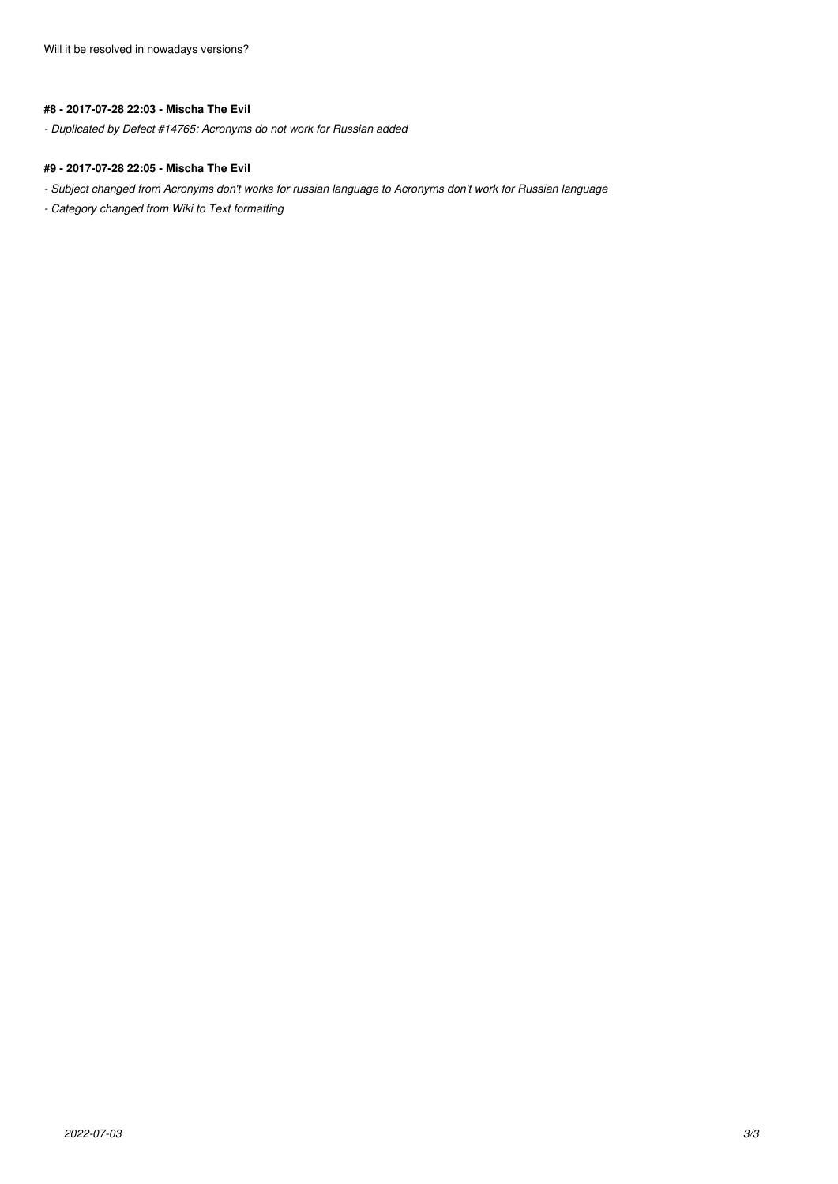Will it be resolved in nowadays versions?

#### #8 - 2017-07-28 22:03 - Mischa The Evil

*- Duplicated by Defect #14765: Acronyms do not work for Russian added*

#### #9 - 2017-07-28 22:05 - Mischa The Evil

*- Subject changed from Acronyms don't works for russian language to Acronyms don't work for Russian language*

*- Category changed from Wiki to Text formatting*